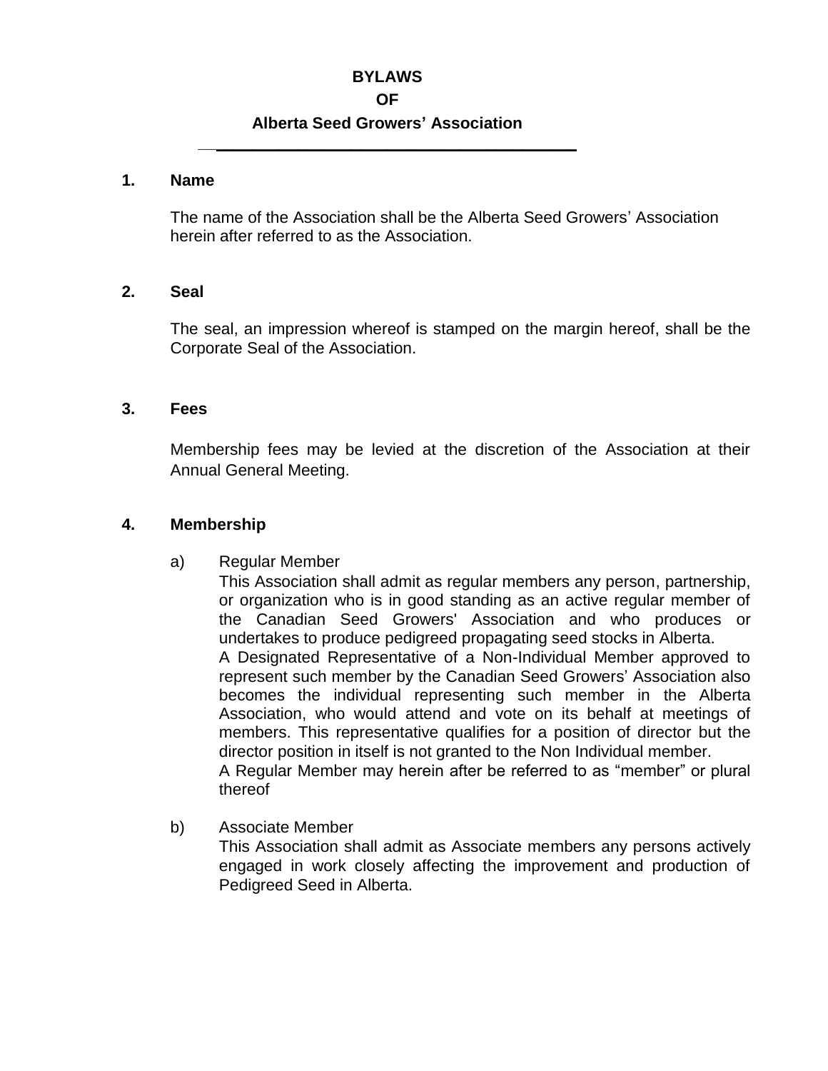# BYLAWS
# OF
# Alberta Seed Growers' Association

---

## 1. Name

The name of the Association shall be the Alberta Seed Growers' Association herein after referred to as the Association.

## 2. Seal

The seal, an impression whereof is stamped on the margin hereof, shall be the Corporate Seal of the Association.

## 3. Fees

Membership fees may be levied at the discretion of the Association at their Annual General Meeting.

## 4. Membership

a) Regular Member

This Association shall admit as regular members any person, partnership, or organization who is in good standing as an active regular member of the Canadian Seed Growers' Association and who produces or undertakes to produce pedigreed propagating seed stocks in Alberta.

A Designated Representative of a Non-Individual Member approved to represent such member by the Canadian Seed Growers' Association also becomes the individual representing such member in the Alberta Association, who would attend and vote on its behalf at meetings of members. This representative qualifies for a position of director but the director position in itself is not granted to the Non Individual member.

A Regular Member may herein after be referred to as "member" or plural thereof

b) Associate Member

This Association shall admit as Associate members any persons actively engaged in work closely affecting the improvement and production of Pedigreed Seed in Alberta.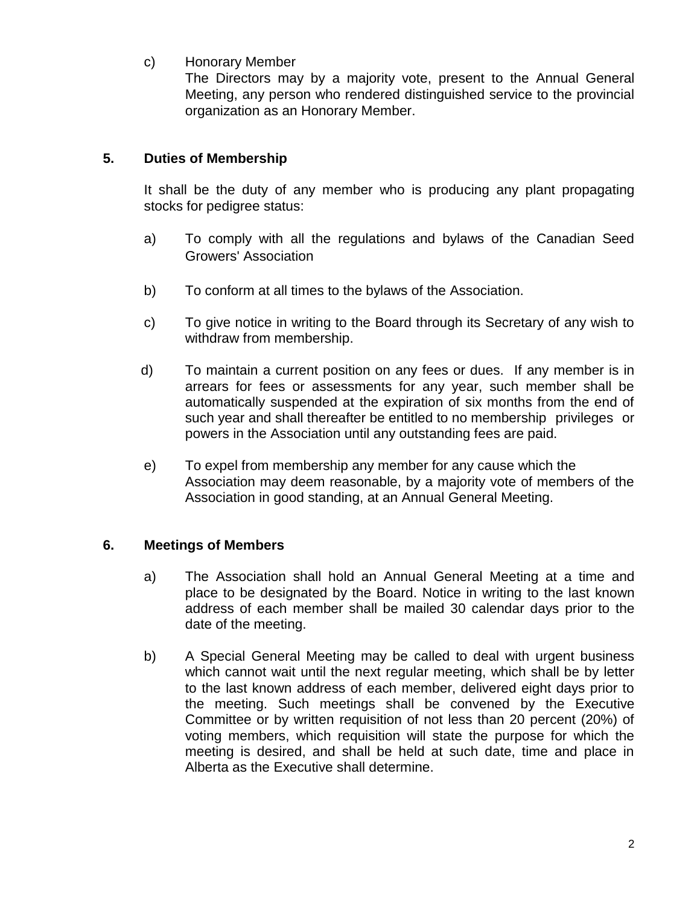c) Honorary Member

The Directors may by a majority vote, present to the Annual General Meeting, any person who rendered distinguished service to the provincial organization as an Honorary Member.

## 5. Duties of Membership

It shall be the duty of any member who is producing any plant propagating stocks for pedigree status:

a) To comply with all the regulations and bylaws of the Canadian Seed Growers' Association

b) To conform at all times to the bylaws of the Association.

c) To give notice in writing to the Board through its Secretary of any wish to withdraw from membership.

d) To maintain a current position on any fees or dues. If any member is in arrears for fees or assessments for any year, such member shall be automatically suspended at the expiration of six months from the end of such year and shall thereafter be entitled to no membership privileges or powers in the Association until any outstanding fees are paid.

e) To expel from membership any member for any cause which the Association may deem reasonable, by a majority vote of members of the Association in good standing, at an Annual General Meeting.

## 6. Meetings of Members

a) The Association shall hold an Annual General Meeting at a time and place to be designated by the Board. Notice in writing to the last known address of each member shall be mailed 30 calendar days prior to the date of the meeting.

b) A Special General Meeting may be called to deal with urgent business which cannot wait until the next regular meeting, which shall be by letter to the last known address of each member, delivered eight days prior to the meeting. Such meetings shall be convened by the Executive Committee or by written requisition of not less than 20 percent (20%) of voting members, which requisition will state the purpose for which the meeting is desired, and shall be held at such date, time and place in Alberta as the Executive shall determine.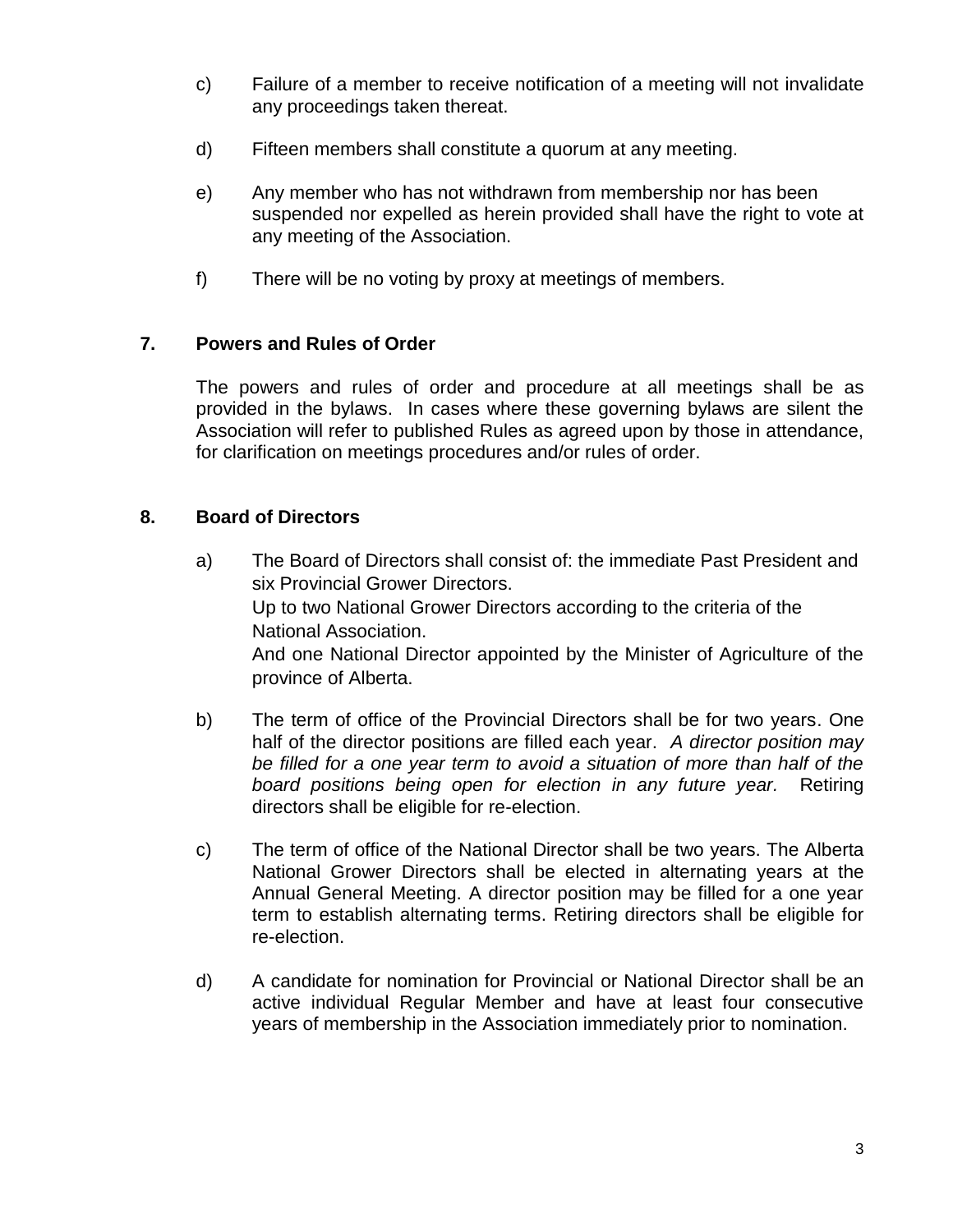c) Failure of a member to receive notification of a meeting will not invalidate any proceedings taken thereat.

d) Fifteen members shall constitute a quorum at any meeting.

e) Any member who has not withdrawn from membership nor has been suspended nor expelled as herein provided shall have the right to vote at any meeting of the Association.

f) There will be no voting by proxy at meetings of members.

## 7. Powers and Rules of Order

The powers and rules of order and procedure at all meetings shall be as provided in the bylaws. In cases where these governing bylaws are silent the Association will refer to published Rules as agreed upon by those in attendance, for clarification on meetings procedures and/or rules of order.

## 8. Board of Directors

a) The Board of Directors shall consist of: the immediate Past President and six Provincial Grower Directors.
Up to two National Grower Directors according to the criteria of the National Association.
And one National Director appointed by the Minister of Agriculture of the province of Alberta.

b) The term of office of the Provincial Directors shall be for two years. One half of the director positions are filled each year. *A director position may be filled for a one year term to avoid a situation of more than half of the board positions being open for election in any future year.* Retiring directors shall be eligible for re-election.

c) The term of office of the National Director shall be two years. The Alberta National Grower Directors shall be elected in alternating years at the Annual General Meeting. A director position may be filled for a one year term to establish alternating terms. Retiring directors shall be eligible for re-election.

d) A candidate for nomination for Provincial or National Director shall be an active individual Regular Member and have at least four consecutive years of membership in the Association immediately prior to nomination.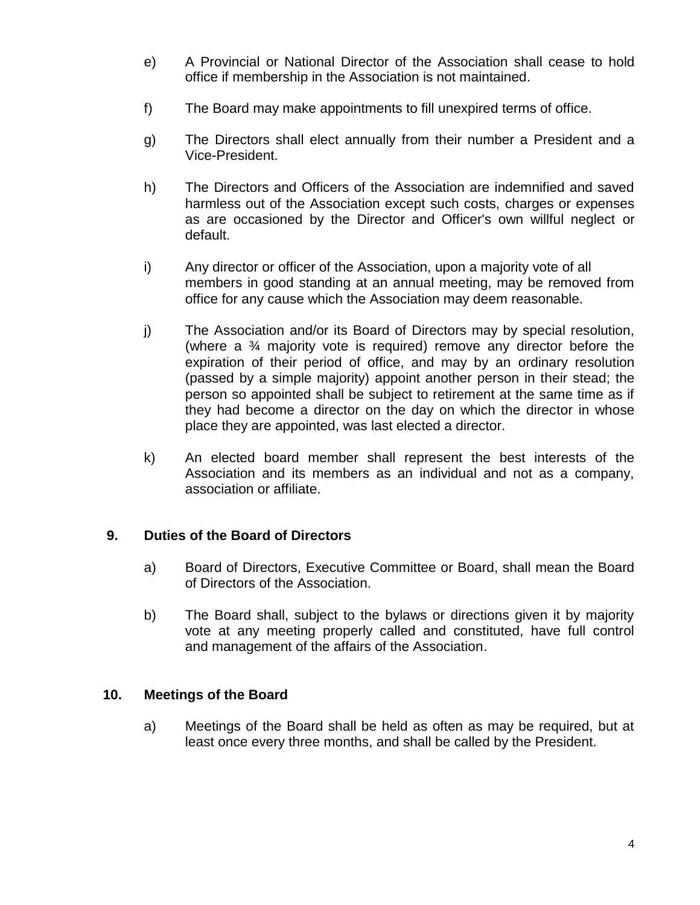e) A Provincial or National Director of the Association shall cease to hold office if membership in the Association is not maintained.

f) The Board may make appointments to fill unexpired terms of office.

g) The Directors shall elect annually from their number a President and a Vice-President.

h) The Directors and Officers of the Association are indemnified and saved harmless out of the Association except such costs, charges or expenses as are occasioned by the Director and Officer's own willful neglect or default.

i) Any director or officer of the Association, upon a majority vote of all members in good standing at an annual meeting, may be removed from office for any cause which the Association may deem reasonable.

j) The Association and/or its Board of Directors may by special resolution, (where a ¾ majority vote is required) remove any director before the expiration of their period of office, and may by an ordinary resolution (passed by a simple majority) appoint another person in their stead; the person so appointed shall be subject to retirement at the same time as if they had become a director on the day on which the director in whose place they are appointed, was last elected a director.

k) An elected board member shall represent the best interests of the Association and its members as an individual and not as a company, association or affiliate.

## 9. Duties of the Board of Directors

a) Board of Directors, Executive Committee or Board, shall mean the Board of Directors of the Association.

b) The Board shall, subject to the bylaws or directions given it by majority vote at any meeting properly called and constituted, have full control and management of the affairs of the Association.

## 10. Meetings of the Board

a) Meetings of the Board shall be held as often as may be required, but at least once every three months, and shall be called by the President.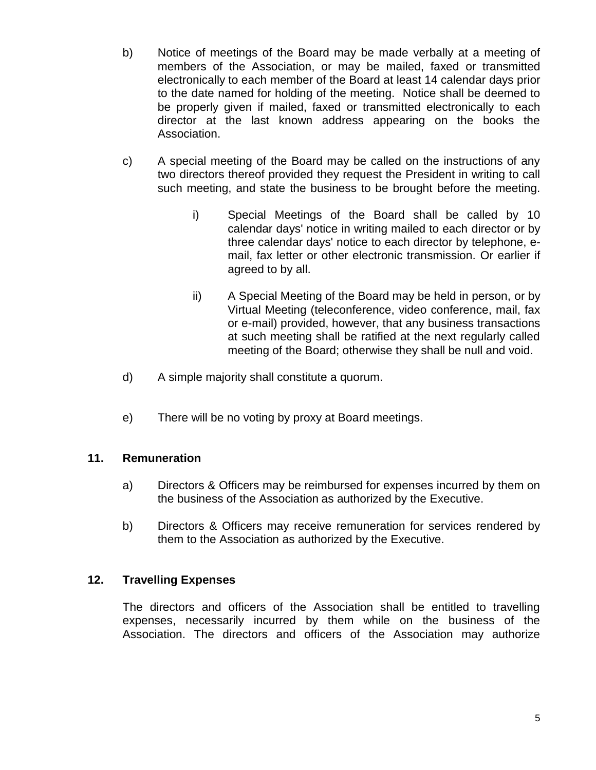b) Notice of meetings of the Board may be made verbally at a meeting of members of the Association, or may be mailed, faxed or transmitted electronically to each member of the Board at least 14 calendar days prior to the date named for holding of the meeting. Notice shall be deemed to be properly given if mailed, faxed or transmitted electronically to each director at the last known address appearing on the books the Association.

c) A special meeting of the Board may be called on the instructions of any two directors thereof provided they request the President in writing to call such meeting, and state the business to be brought before the meeting.

   i) Special Meetings of the Board shall be called by 10 calendar days' notice in writing mailed to each director or by three calendar days' notice to each director by telephone, e-mail, fax letter or other electronic transmission. Or earlier if agreed to by all.

   ii) A Special Meeting of the Board may be held in person, or by Virtual Meeting (teleconference, video conference, mail, fax or e-mail) provided, however, that any business transactions at such meeting shall be ratified at the next regularly called meeting of the Board; otherwise they shall be null and void.

d) A simple majority shall constitute a quorum.

e) There will be no voting by proxy at Board meetings.

## 11. Remuneration

a) Directors & Officers may be reimbursed for expenses incurred by them on the business of the Association as authorized by the Executive.

b) Directors & Officers may receive remuneration for services rendered by them to the Association as authorized by the Executive.

## 12. Travelling Expenses

The directors and officers of the Association shall be entitled to travelling expenses, necessarily incurred by them while on the business of the Association. The directors and officers of the Association may authorize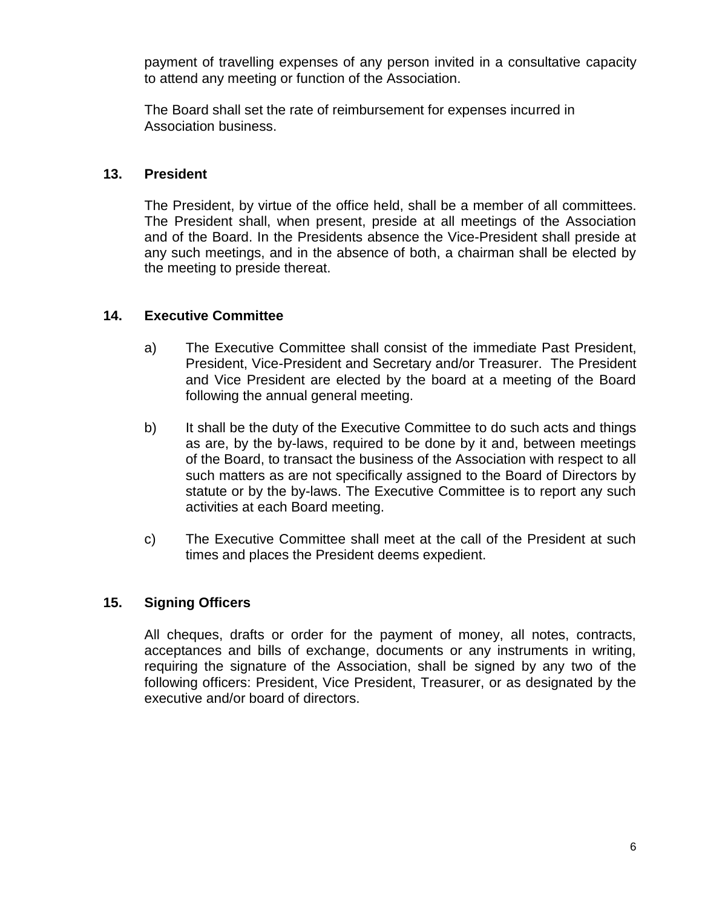payment of travelling expenses of any person invited in a consultative capacity to attend any meeting or function of the Association.

The Board shall set the rate of reimbursement for expenses incurred in Association business.

### 13. President

The President, by virtue of the office held, shall be a member of all committees. The President shall, when present, preside at all meetings of the Association and of the Board. In the Presidents absence the Vice-President shall preside at any such meetings, and in the absence of both, a chairman shall be elected by the meeting to preside thereat.

### 14. Executive Committee

a) The Executive Committee shall consist of the immediate Past President, President, Vice-President and Secretary and/or Treasurer. The President and Vice President are elected by the board at a meeting of the Board following the annual general meeting.

b) It shall be the duty of the Executive Committee to do such acts and things as are, by the by-laws, required to be done by it and, between meetings of the Board, to transact the business of the Association with respect to all such matters as are not specifically assigned to the Board of Directors by statute or by the by-laws. The Executive Committee is to report any such activities at each Board meeting.

c) The Executive Committee shall meet at the call of the President at such times and places the President deems expedient.

### 15. Signing Officers

All cheques, drafts or order for the payment of money, all notes, contracts, acceptances and bills of exchange, documents or any instruments in writing, requiring the signature of the Association, shall be signed by any two of the following officers: President, Vice President, Treasurer, or as designated by the executive and/or board of directors.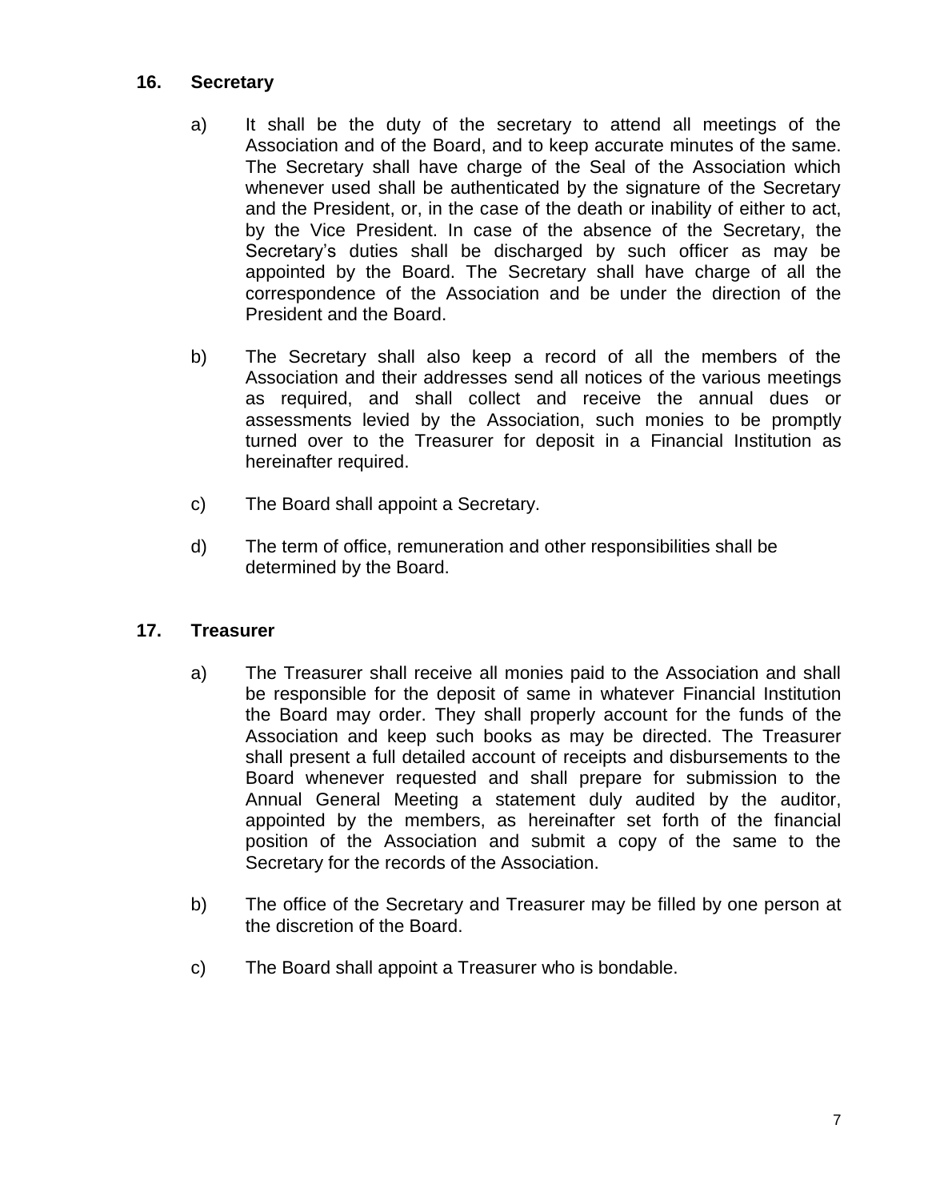## 16. Secretary

a) It shall be the duty of the secretary to attend all meetings of the Association and of the Board, and to keep accurate minutes of the same. The Secretary shall have charge of the Seal of the Association which whenever used shall be authenticated by the signature of the Secretary and the President, or, in the case of the death or inability of either to act, by the Vice President. In case of the absence of the Secretary, the Secretary's duties shall be discharged by such officer as may be appointed by the Board. The Secretary shall have charge of all the correspondence of the Association and be under the direction of the President and the Board.

b) The Secretary shall also keep a record of all the members of the Association and their addresses send all notices of the various meetings as required, and shall collect and receive the annual dues or assessments levied by the Association, such monies to be promptly turned over to the Treasurer for deposit in a Financial Institution as hereinafter required.

c) The Board shall appoint a Secretary.

d) The term of office, remuneration and other responsibilities shall be determined by the Board.

## 17. Treasurer

a) The Treasurer shall receive all monies paid to the Association and shall be responsible for the deposit of same in whatever Financial Institution the Board may order. They shall properly account for the funds of the Association and keep such books as may be directed. The Treasurer shall present a full detailed account of receipts and disbursements to the Board whenever requested and shall prepare for submission to the Annual General Meeting a statement duly audited by the auditor, appointed by the members, as hereinafter set forth of the financial position of the Association and submit a copy of the same to the Secretary for the records of the Association.

b) The office of the Secretary and Treasurer may be filled by one person at the discretion of the Board.

c) The Board shall appoint a Treasurer who is bondable.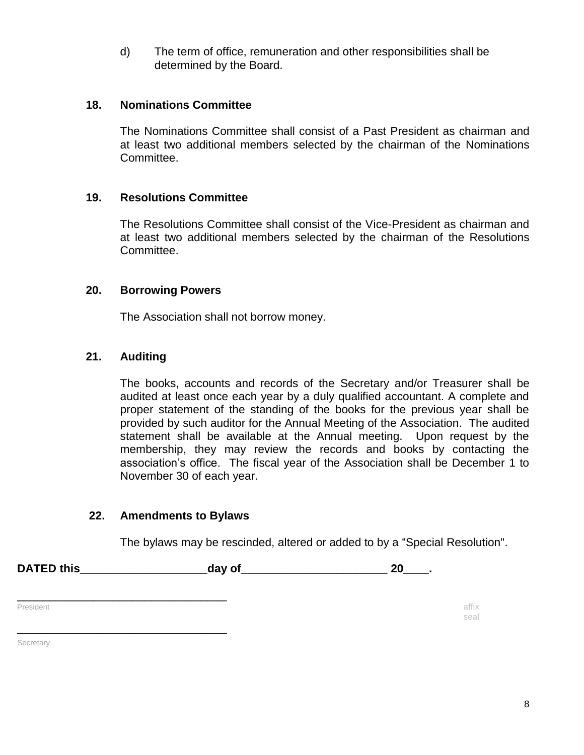d) The term of office, remuneration and other responsibilities shall be determined by the Board.

**18. Nominations Committee**

The Nominations Committee shall consist of a Past President as chairman and at least two additional members selected by the chairman of the Nominations Committee.

**19. Resolutions Committee**

The Resolutions Committee shall consist of the Vice-President as chairman and at least two additional members selected by the chairman of the Resolutions Committee.

**20. Borrowing Powers**

The Association shall not borrow money.

**21. Auditing**

The books, accounts and records of the Secretary and/or Treasurer shall be audited at least once each year by a duly qualified accountant. A complete and proper statement of the standing of the books for the previous year shall be provided by such auditor for the Annual Meeting of the Association. The audited statement shall be available at the Annual meeting. Upon request by the membership, they may review the records and books by contacting the association's office. The fiscal year of the Association shall be December 1 to November 30 of each year.

**22. Amendments to Bylaws**

The bylaws may be rescinded, altered or added to by a "Special Resolution".

**DATED this____________________day of_______________________ 20____.**

___________________________________
President

affix
seal

___________________________________
Secretary